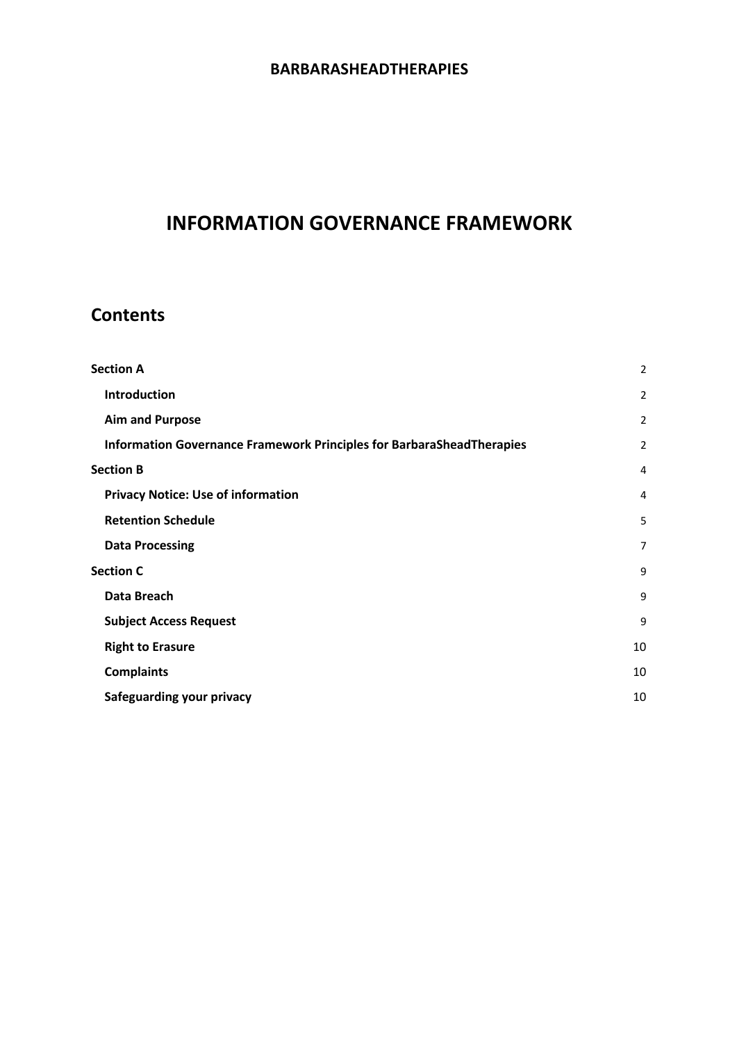**BARBARASHEADTHERAPIES**

# INFORMATION GOVERNANCE FRAMEWORK

## Contents

| | |
|---|---|
| **Section A** | 2 |
| **Introduction** | 2 |
| **Aim and Purpose** | 2 |
| **Information Governance Framework Principles for BarbaraSheadTherapies** | 2 |
| **Section B** | 4 |
| **Privacy Notice: Use of information** | 4 |
| **Retention Schedule** | 5 |
| **Data Processing** | 7 |
| **Section C** | 9 |
| **Data Breach** | 9 |
| **Subject Access Request** | 9 |
| **Right to Erasure** | 10 |
| **Complaints** | 10 |
| **Safeguarding your privacy** | 10 |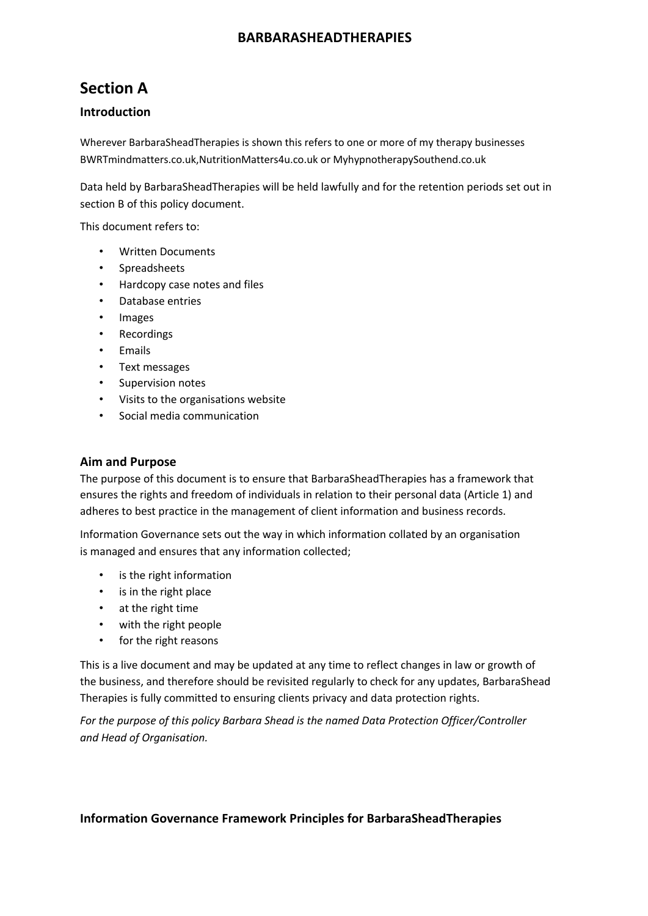# Section A

## Introduction

Wherever BarbaraSheadTherapies is shown this refers to one or more of my therapy businesses BWRTmindmatters.co.uk,NutritionMatters4u.co.uk or MyhypnotherapySouthend.co.uk

Data held by BarbaraSheadTherapies will be held lawfully and for the retention periods set out in section B of this policy document.

This document refers to:

- Written Documents
- Spreadsheets
- Hardcopy case notes and files
- Database entries
- Images
- Recordings
- Emails
- Text messages
- Supervision notes
- Visits to the organisations website
- Social media communication

## Aim and Purpose

The purpose of this document is to ensure that BarbaraSheadTherapies has a framework that ensures the rights and freedom of individuals in relation to their personal data (Article 1) and adheres to best practice in the management of client information and business records.

Information Governance sets out the way in which information collated by an organisation is managed and ensures that any information collected;

- is the right information
- is in the right place
- at the right time
- with the right people
- for the right reasons

This is a live document and may be updated at any time to reflect changes in law or growth of the business, and therefore should be revisited regularly to check for any updates, BarbaraShead Therapies is fully committed to ensuring clients privacy and data protection rights.

*For the purpose of this policy Barbara Shead is the named Data Protection Officer/Controller and Head of Organisation.*

## Information Governance Framework Principles for BarbaraSheadTherapies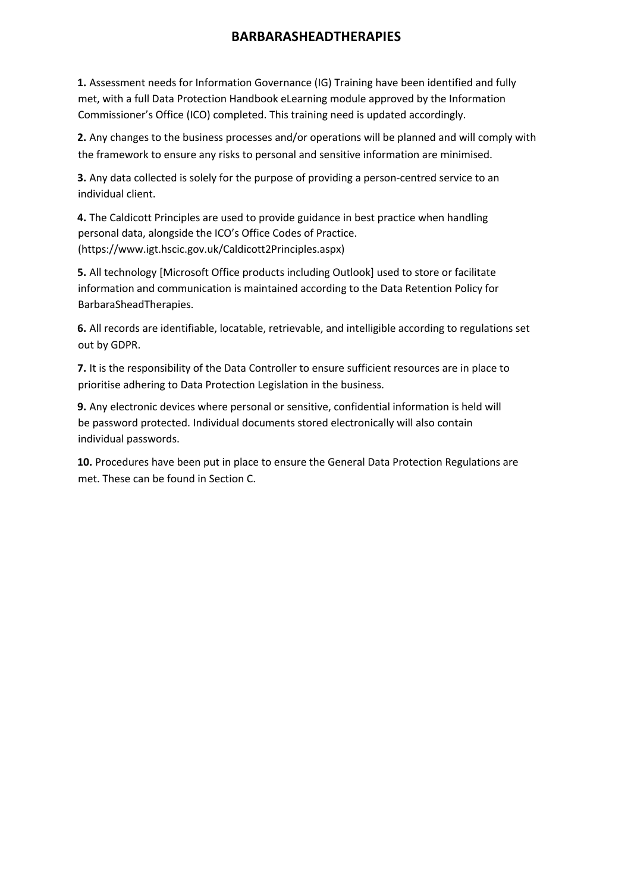# BARBARASHEADTHERAPIES

**1.** Assessment needs for Information Governance (IG) Training have been identified and fully met, with a full Data Protection Handbook eLearning module approved by the Information Commissioner's Office (ICO) completed. This training need is updated accordingly.

**2.** Any changes to the business processes and/or operations will be planned and will comply with the framework to ensure any risks to personal and sensitive information are minimised.

**3.** Any data collected is solely for the purpose of providing a person-centred service to an individual client.

**4.** The Caldicott Principles are used to provide guidance in best practice when handling personal data, alongside the ICO's Office Codes of Practice. (https://www.igt.hscic.gov.uk/Caldicott2Principles.aspx)

**5.** All technology [Microsoft Office products including Outlook] used to store or facilitate information and communication is maintained according to the Data Retention Policy for BarbaraSheadTherapies.

**6.** All records are identifiable, locatable, retrievable, and intelligible according to regulations set out by GDPR.

**7.** It is the responsibility of the Data Controller to ensure sufficient resources are in place to prioritise adhering to Data Protection Legislation in the business.

**9.** Any electronic devices where personal or sensitive, confidential information is held will be password protected. Individual documents stored electronically will also contain individual passwords.

**10.** Procedures have been put in place to ensure the General Data Protection Regulations are met. These can be found in Section C.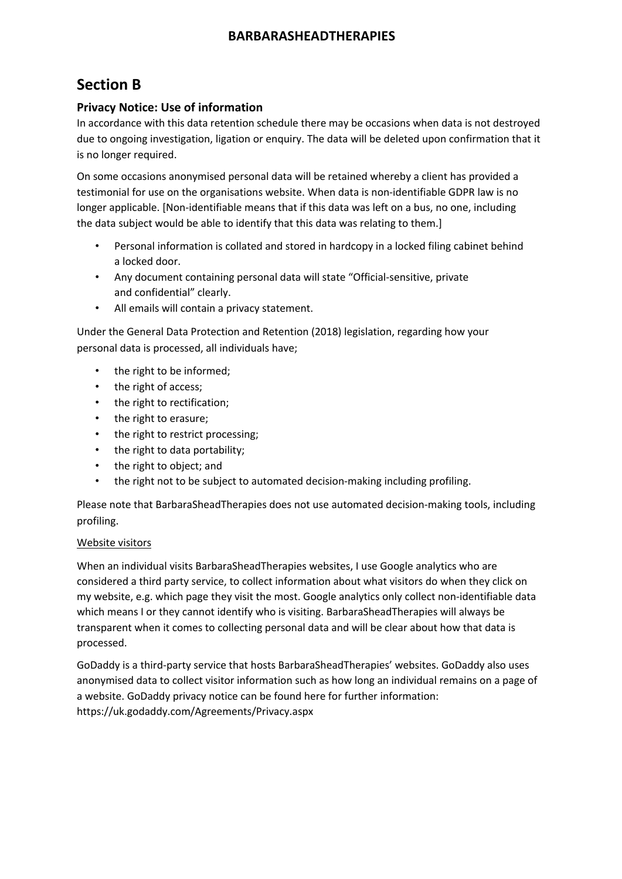## Section B

### Privacy Notice: Use of information

In accordance with this data retention schedule there may be occasions when data is not destroyed due to ongoing investigation, ligation or enquiry. The data will be deleted upon confirmation that it is no longer required.

On some occasions anonymised personal data will be retained whereby a client has provided a testimonial for use on the organisations website. When data is non-identifiable GDPR law is no longer applicable. [Non-identifiable means that if this data was left on a bus, no one, including the data subject would be able to identify that this data was relating to them.]

- Personal information is collated and stored in hardcopy in a locked filing cabinet behind a locked door.
- Any document containing personal data will state "Official-sensitive, private and confidential" clearly.
- All emails will contain a privacy statement.

Under the General Data Protection and Retention (2018) legislation, regarding how your personal data is processed, all individuals have;

- the right to be informed;
- the right of access;
- the right to rectification;
- the right to erasure;
- the right to restrict processing;
- the right to data portability;
- the right to object; and
- the right not to be subject to automated decision-making including profiling.

Please note that BarbaraSheadTherapies does not use automated decision-making tools, including profiling.

Website visitors

When an individual visits BarbaraSheadTherapies websites, I use Google analytics who are considered a third party service, to collect information about what visitors do when they click on my website, e.g. which page they visit the most. Google analytics only collect non-identifiable data which means I or they cannot identify who is visiting. BarbaraSheadTherapies will always be transparent when it comes to collecting personal data and will be clear about how that data is processed.

GoDaddy is a third-party service that hosts BarbaraSheadTherapies' websites. GoDaddy also uses anonymised data to collect visitor information such as how long an individual remains on a page of a website. GoDaddy privacy notice can be found here for further information: https://uk.godaddy.com/Agreements/Privacy.aspx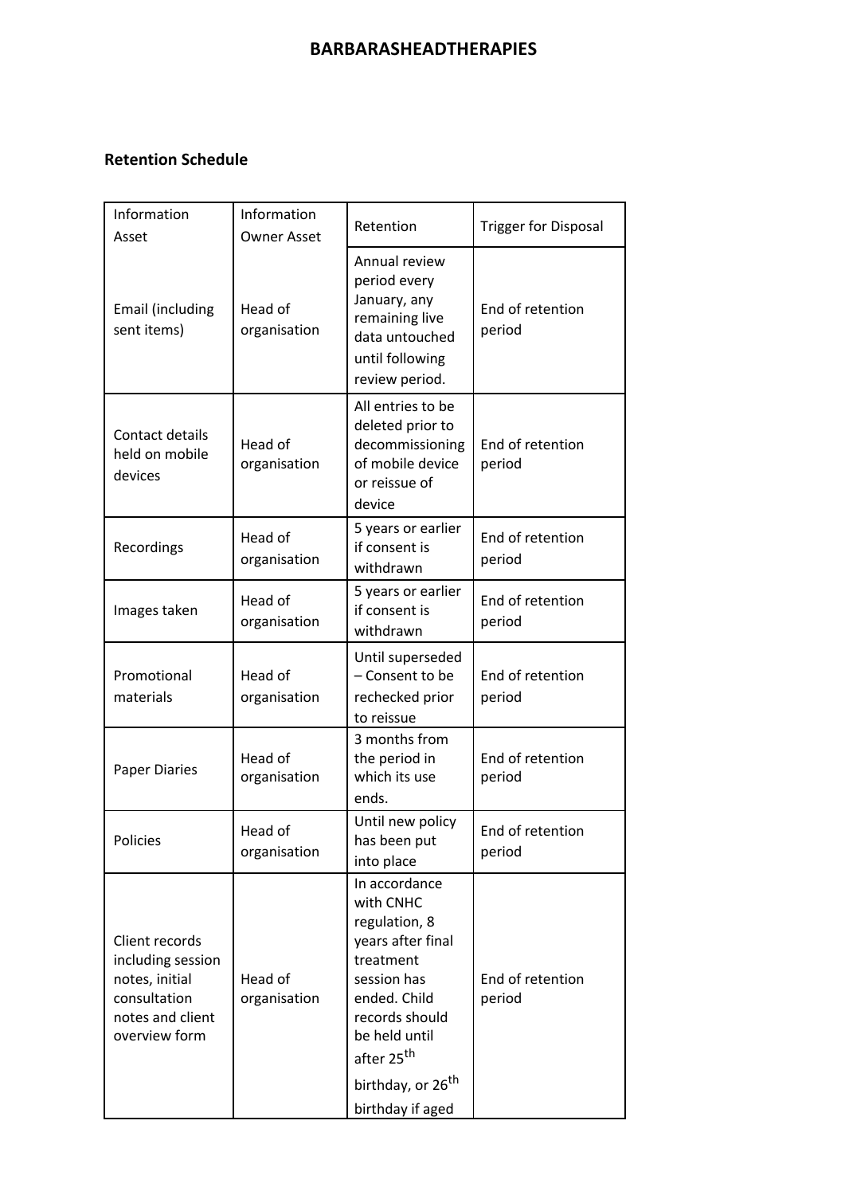## BARBARASHEADTHERAPIES

**Retention Schedule**

| Information Asset | Information Owner Asset | Retention | Trigger for Disposal |
|---|---|---|---|
| Email (including sent items) | Head of organisation | Annual review period every January, any remaining live data untouched until following review period. | End of retention period |
| Contact details held on mobile devices | Head of organisation | All entries to be deleted prior to decommissioning of mobile device or reissue of device | End of retention period |
| Recordings | Head of organisation | 5 years or earlier if consent is withdrawn | End of retention period |
| Images taken | Head of organisation | 5 years or earlier if consent is withdrawn | End of retention period |
| Promotional materials | Head of organisation | Until superseded – Consent to be rechecked prior to reissue | End of retention period |
| Paper Diaries | Head of organisation | 3 months from the period in which its use ends. | End of retention period |
| Policies | Head of organisation | Until new policy has been put into place | End of retention period |
| Client records including session notes, initial consultation notes and client overview form | Head of organisation | In accordance with CNHC regulation, 8 years after final treatment session has ended. Child records should be held until after 25th birthday, or 26th birthday if aged | End of retention period |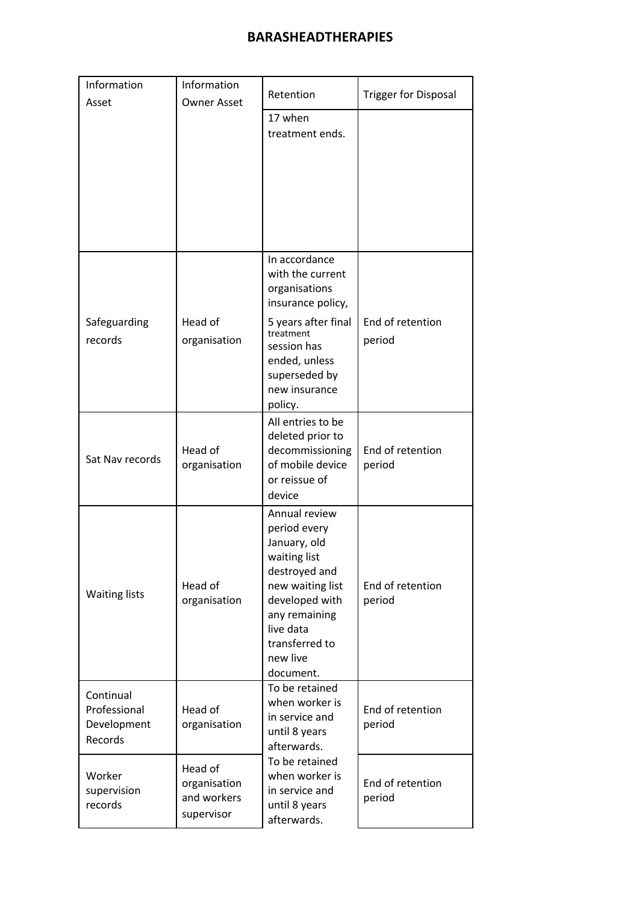## BARASHEADTHERAPIES

| Information Asset | Information Owner Asset | Retention | Trigger for Disposal |
|---|---|---|---|
| | | 17 when treatment ends. | |
| Safeguarding records | Head of organisation | In accordance with the current organisations insurance policy, 5 years after final treatment session has ended, unless superseded by new insurance policy. | End of retention period |
| Sat Nav records | Head of organisation | All entries to be deleted prior to decommissioning of mobile device or reissue of device | End of retention period |
| Waiting lists | Head of organisation | Annual review period every January, old waiting list destroyed and new waiting list developed with any remaining live data transferred to new live document. | End of retention period |
| Continual Professional Development Records | Head of organisation | To be retained when worker is in service and until 8 years afterwards. | End of retention period |
| Worker supervision records | Head of organisation and workers supervisor | To be retained when worker is in service and until 8 years afterwards. | End of retention period |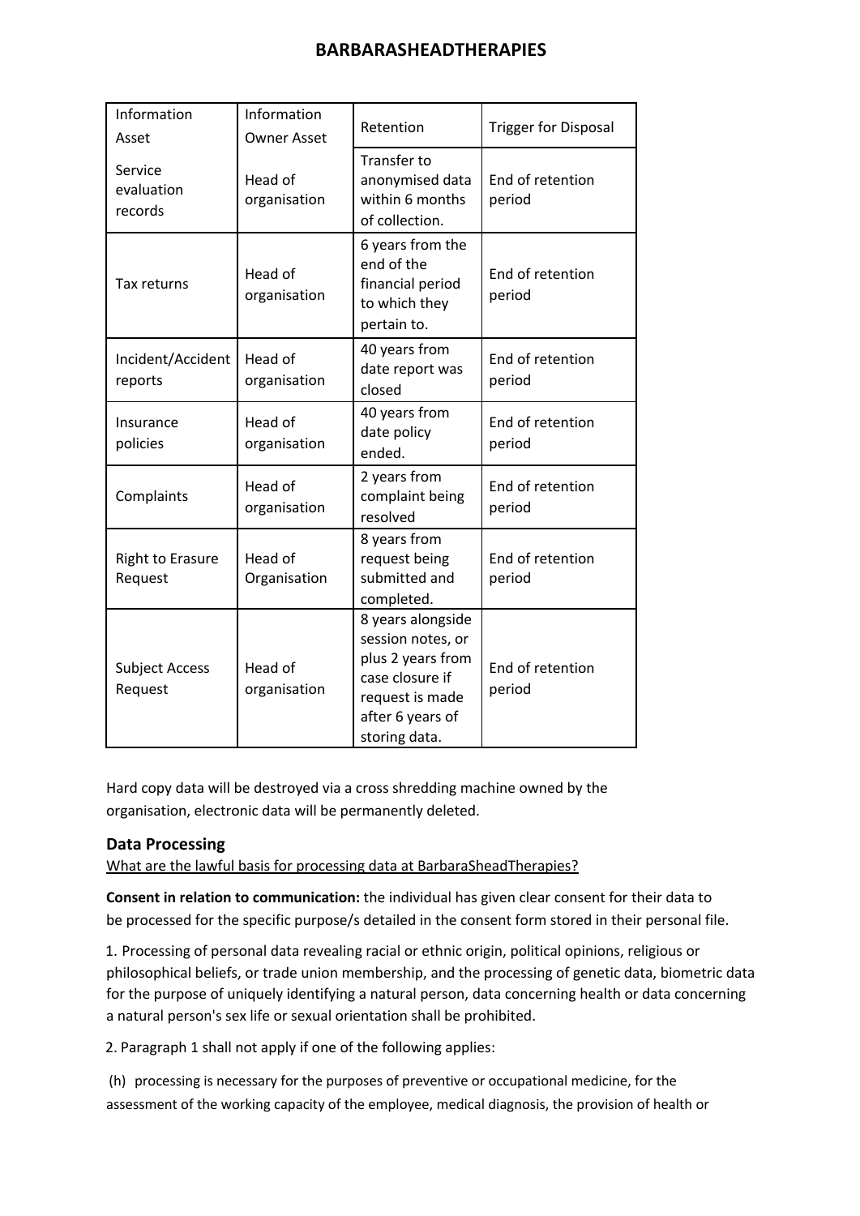| Information Asset | Information Owner Asset | Retention | Trigger for Disposal |
|---|---|---|---|
| Service evaluation records | Head of organisation | Transfer to anonymised data within 6 months of collection. | End of retention period |
| Tax returns | Head of organisation | 6 years from the end of the financial period to which they pertain to. | End of retention period |
| Incident/Accident reports | Head of organisation | 40 years from date report was closed | End of retention period |
| Insurance policies | Head of organisation | 40 years from date policy ended. | End of retention period |
| Complaints | Head of organisation | 2 years from complaint being resolved | End of retention period |
| Right to Erasure Request | Head of Organisation | 8 years from request being submitted and completed. | End of retention period |
| Subject Access Request | Head of organisation | 8 years alongside session notes, or plus 2 years from case closure if request is made after 6 years of storing data. | End of retention period |

Hard copy data will be destroyed via a cross shredding machine owned by the organisation, electronic data will be permanently deleted.

### Data Processing

<u>What are the lawful basis for processing data at BarbaraSheadTherapies?</u>

**Consent in relation to communication:** the individual has given clear consent for their data to be processed for the specific purpose/s detailed in the consent form stored in their personal file.

1. Processing of personal data revealing racial or ethnic origin, political opinions, religious or philosophical beliefs, or trade union membership, and the processing of genetic data, biometric data for the purpose of uniquely identifying a natural person, data concerning health or data concerning a natural person's sex life or sexual orientation shall be prohibited.

2. Paragraph 1 shall not apply if one of the following applies:

(h) processing is necessary for the purposes of preventive or occupational medicine, for the assessment of the working capacity of the employee, medical diagnosis, the provision of health or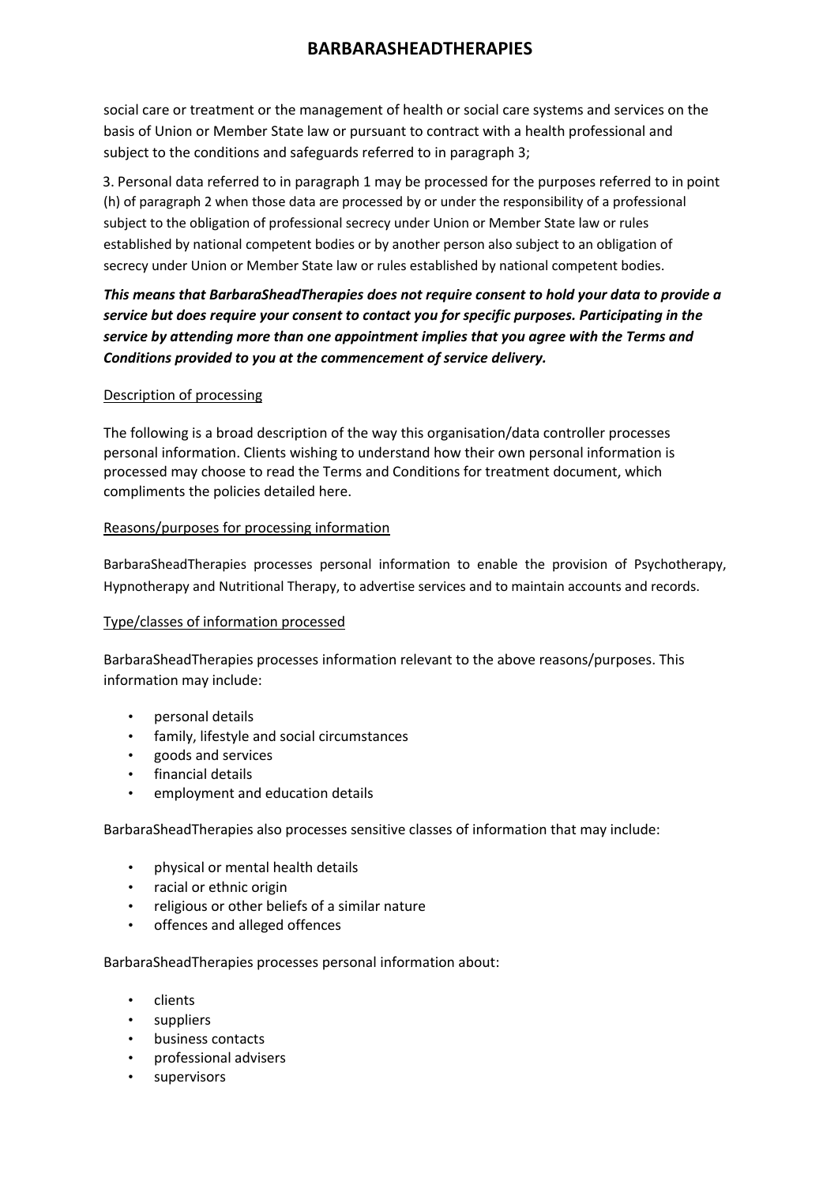social care or treatment or the management of health or social care systems and services on the basis of Union or Member State law or pursuant to contract with a health professional and subject to the conditions and safeguards referred to in paragraph 3;

3. Personal data referred to in paragraph 1 may be processed for the purposes referred to in point (h) of paragraph 2 when those data are processed by or under the responsibility of a professional subject to the obligation of professional secrecy under Union or Member State law or rules established by national competent bodies or by another person also subject to an obligation of secrecy under Union or Member State law or rules established by national competent bodies.

***This means that BarbaraSheadTherapies does not require consent to hold your data to provide a service but does require your consent to contact you for specific purposes. Participating in the service by attending more than one appointment implies that you agree with the Terms and Conditions provided to you at the commencement of service delivery.***

Description of processing

The following is a broad description of the way this organisation/data controller processes personal information. Clients wishing to understand how their own personal information is processed may choose to read the Terms and Conditions for treatment document, which compliments the policies detailed here.

Reasons/purposes for processing information

BarbaraSheadTherapies processes personal information to enable the provision of Psychotherapy, Hypnotherapy and Nutritional Therapy, to advertise services and to maintain accounts and records.

Type/classes of information processed

BarbaraSheadTherapies processes information relevant to the above reasons/purposes. This information may include:

- personal details
- family, lifestyle and social circumstances
- goods and services
- financial details
- employment and education details

BarbaraSheadTherapies also processes sensitive classes of information that may include:

- physical or mental health details
- racial or ethnic origin
- religious or other beliefs of a similar nature
- offences and alleged offences

BarbaraSheadTherapies processes personal information about:

- clients
- suppliers
- business contacts
- professional advisers
- supervisors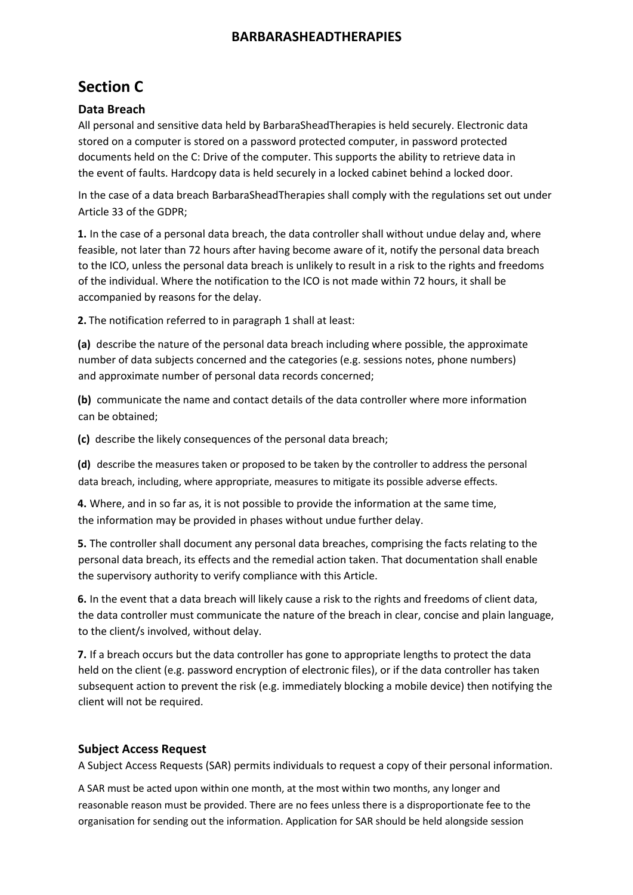## Section C

### Data Breach

All personal and sensitive data held by BarbaraSheadTherapies is held securely. Electronic data stored on a computer is stored on a password protected computer, in password protected documents held on the C: Drive of the computer. This supports the ability to retrieve data in the event of faults. Hardcopy data is held securely in a locked cabinet behind a locked door.

In the case of a data breach BarbaraSheadTherapies shall comply with the regulations set out under Article 33 of the GDPR;

**1.** In the case of a personal data breach, the data controller shall without undue delay and, where feasible, not later than 72 hours after having become aware of it, notify the personal data breach to the ICO, unless the personal data breach is unlikely to result in a risk to the rights and freedoms of the individual. Where the notification to the ICO is not made within 72 hours, it shall be accompanied by reasons for the delay.

**2.** The notification referred to in paragraph 1 shall at least:

**(a)** describe the nature of the personal data breach including where possible, the approximate number of data subjects concerned and the categories (e.g. sessions notes, phone numbers) and approximate number of personal data records concerned;

**(b)** communicate the name and contact details of the data controller where more information can be obtained;

**(c)** describe the likely consequences of the personal data breach;

**(d)** describe the measures taken or proposed to be taken by the controller to address the personal data breach, including, where appropriate, measures to mitigate its possible adverse effects.

**4.** Where, and in so far as, it is not possible to provide the information at the same time, the information may be provided in phases without undue further delay.

**5.** The controller shall document any personal data breaches, comprising the facts relating to the personal data breach, its effects and the remedial action taken. That documentation shall enable the supervisory authority to verify compliance with this Article.

**6.** In the event that a data breach will likely cause a risk to the rights and freedoms of client data, the data controller must communicate the nature of the breach in clear, concise and plain language, to the client/s involved, without delay.

**7.** If a breach occurs but the data controller has gone to appropriate lengths to protect the data held on the client (e.g. password encryption of electronic files), or if the data controller has taken subsequent action to prevent the risk (e.g. immediately blocking a mobile device) then notifying the client will not be required.

### Subject Access Request

A Subject Access Requests (SAR) permits individuals to request a copy of their personal information.

A SAR must be acted upon within one month, at the most within two months, any longer and reasonable reason must be provided. There are no fees unless there is a disproportionate fee to the organisation for sending out the information. Application for SAR should be held alongside session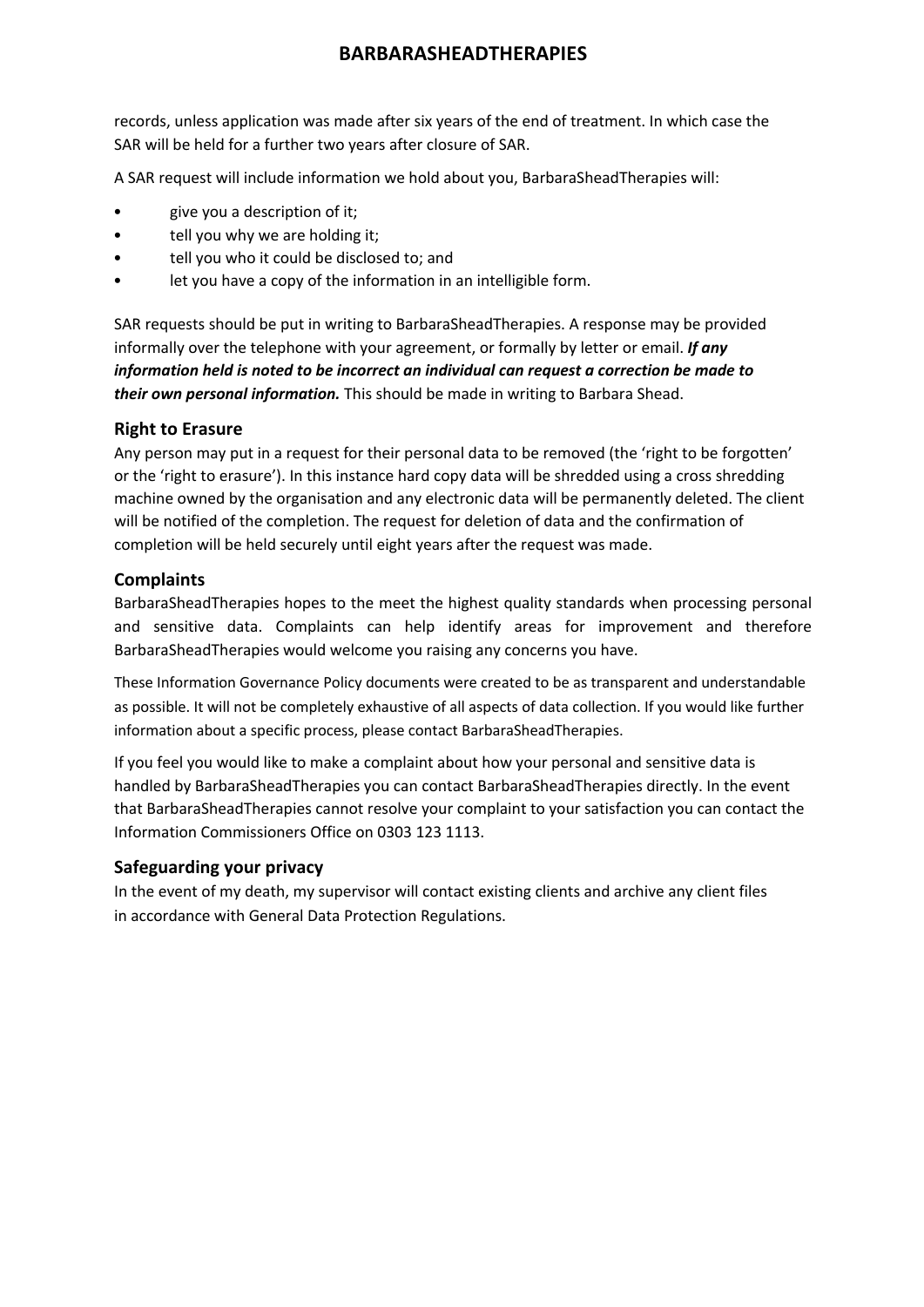records, unless application was made after six years of the end of treatment. In which case the SAR will be held for a further two years after closure of SAR.

A SAR request will include information we hold about you, BarbaraSheadTherapies will:

- give you a description of it;
- tell you why we are holding it;
- tell you who it could be disclosed to; and
- let you have a copy of the information in an intelligible form.

SAR requests should be put in writing to BarbaraSheadTherapies. A response may be provided informally over the telephone with your agreement, or formally by letter or email. ***If any information held is noted to be incorrect an individual can request a correction be made to their own personal information.*** This should be made in writing to Barbara Shead.

## Right to Erasure

Any person may put in a request for their personal data to be removed (the 'right to be forgotten' or the 'right to erasure'). In this instance hard copy data will be shredded using a cross shredding machine owned by the organisation and any electronic data will be permanently deleted. The client will be notified of the completion. The request for deletion of data and the confirmation of completion will be held securely until eight years after the request was made.

## Complaints

BarbaraSheadTherapies hopes to the meet the highest quality standards when processing personal and sensitive data. Complaints can help identify areas for improvement and therefore BarbaraSheadTherapies would welcome you raising any concerns you have.

These Information Governance Policy documents were created to be as transparent and understandable as possible. It will not be completely exhaustive of all aspects of data collection. If you would like further information about a specific process, please contact BarbaraSheadTherapies.

If you feel you would like to make a complaint about how your personal and sensitive data is handled by BarbaraSheadTherapies you can contact BarbaraSheadTherapies directly. In the event that BarbaraSheadTherapies cannot resolve your complaint to your satisfaction you can contact the Information Commissioners Office on 0303 123 1113.

## Safeguarding your privacy

In the event of my death, my supervisor will contact existing clients and archive any client files in accordance with General Data Protection Regulations.